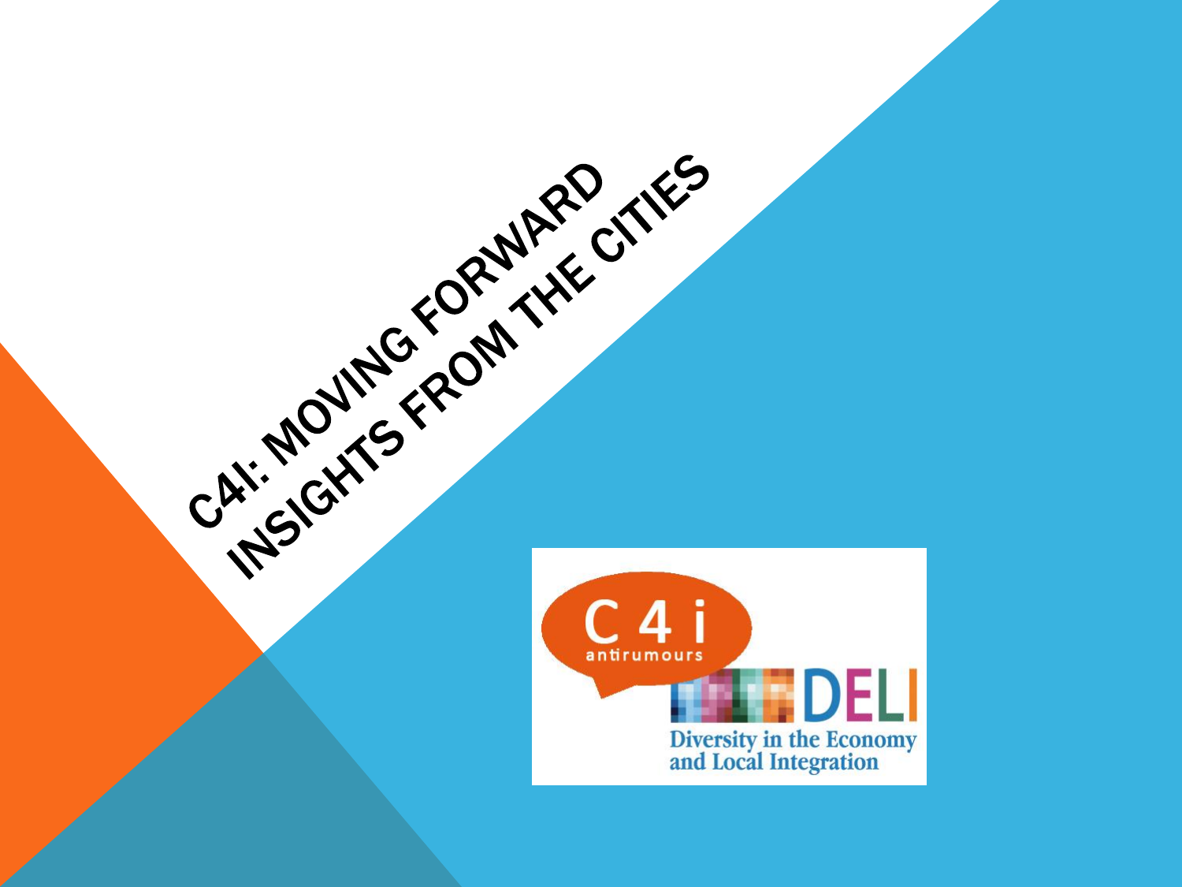# C4I: MOVING FORWARD INSIGHTS FROM THE CITIES

C 4 i
antirumours

DELI
Diversity in the Economy and Local Integration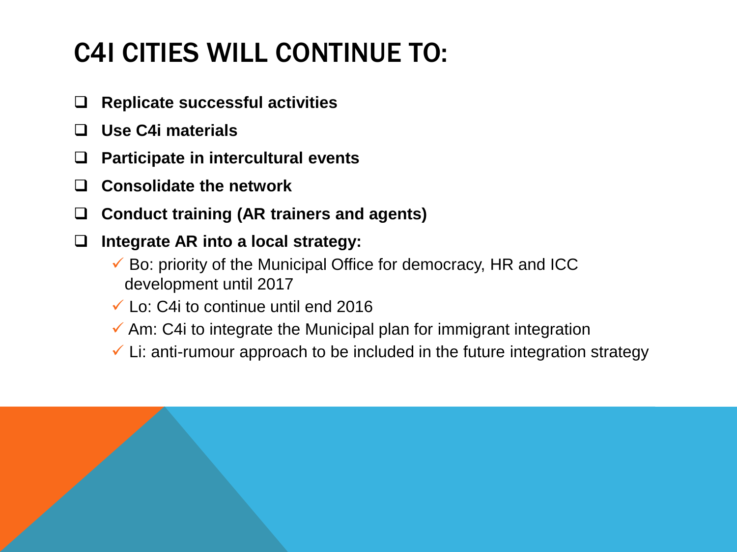# C4I CITIES WILL CONTINUE TO:

- **Replicate successful activities**
- **Use C4i materials**
- **Participate in intercultural events**
- **Consolidate the network**
- **Conduct training (AR trainers and agents)**
- **Integrate AR into a local strategy:**
  - ✓ Bo: priority of the Municipal Office for democracy, HR and ICC development until 2017
  - ✓ Lo: C4i to continue until end 2016
  - ✓ Am: C4i to integrate the Municipal plan for immigrant integration
  - ✓ Li: anti-rumour approach to be included in the future integration strategy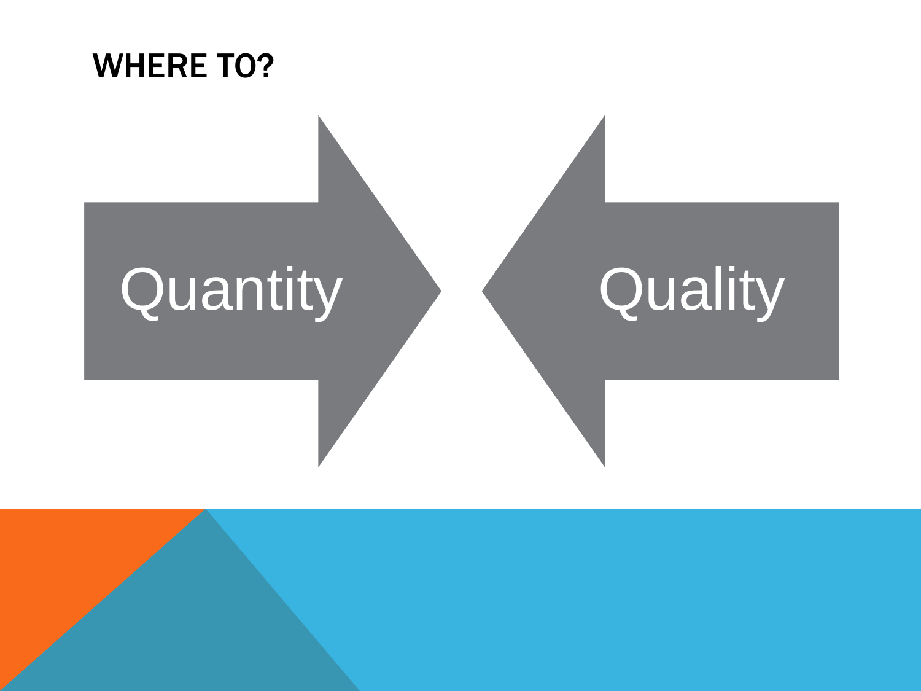# WHERE TO?

Quantity

Quality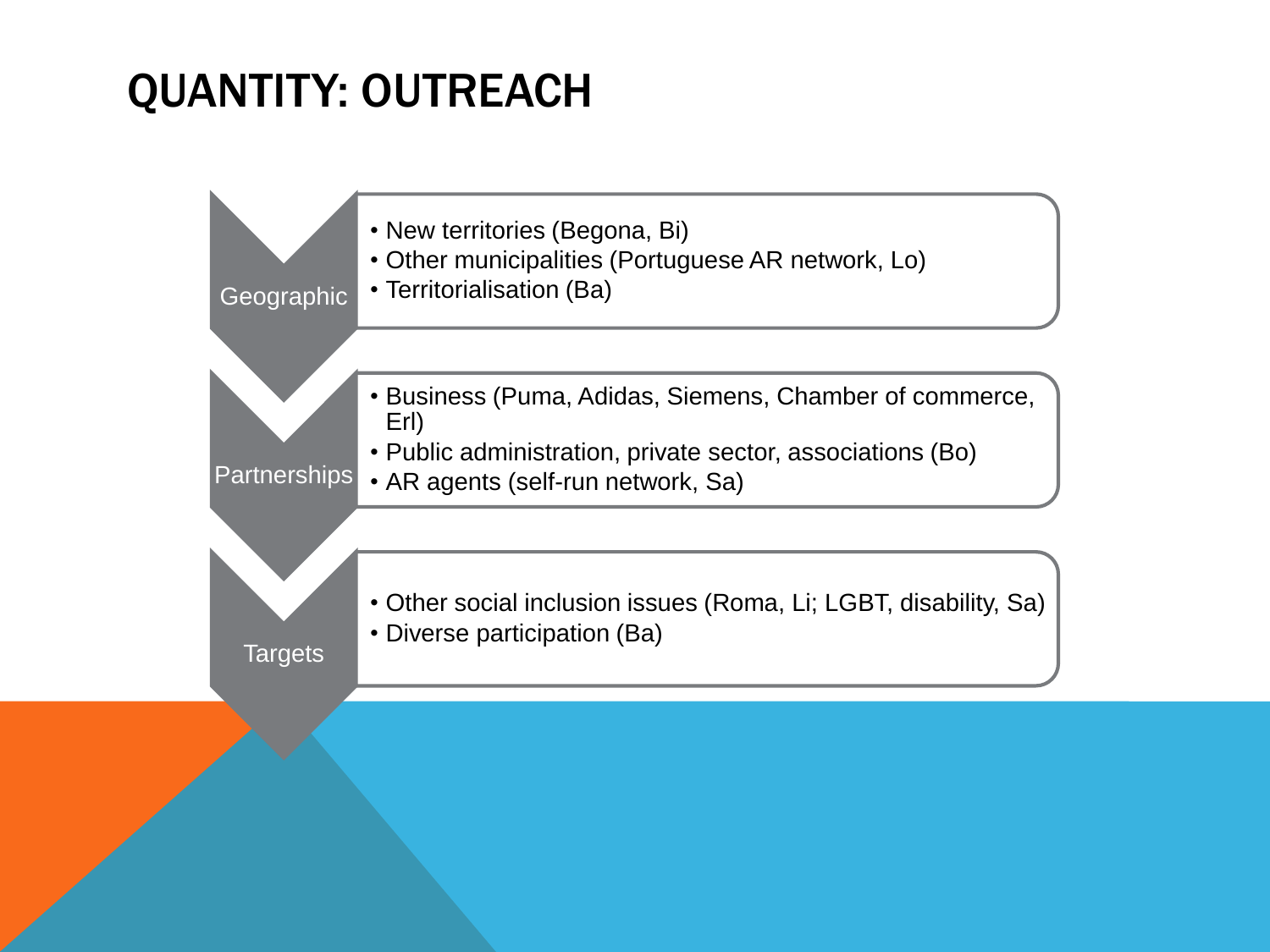# QUANTITY: OUTREACH

**Geographic**

- New territories (Begona, Bi)
- Other municipalities (Portuguese AR network, Lo)
- Territorialisation (Ba)

**Partnerships**

- Business (Puma, Adidas, Siemens, Chamber of commerce, Erl)
- Public administration, private sector, associations (Bo)
- AR agents (self-run network, Sa)

**Targets**

- Other social inclusion issues (Roma, Li; LGBT, disability, Sa)
- Diverse participation (Ba)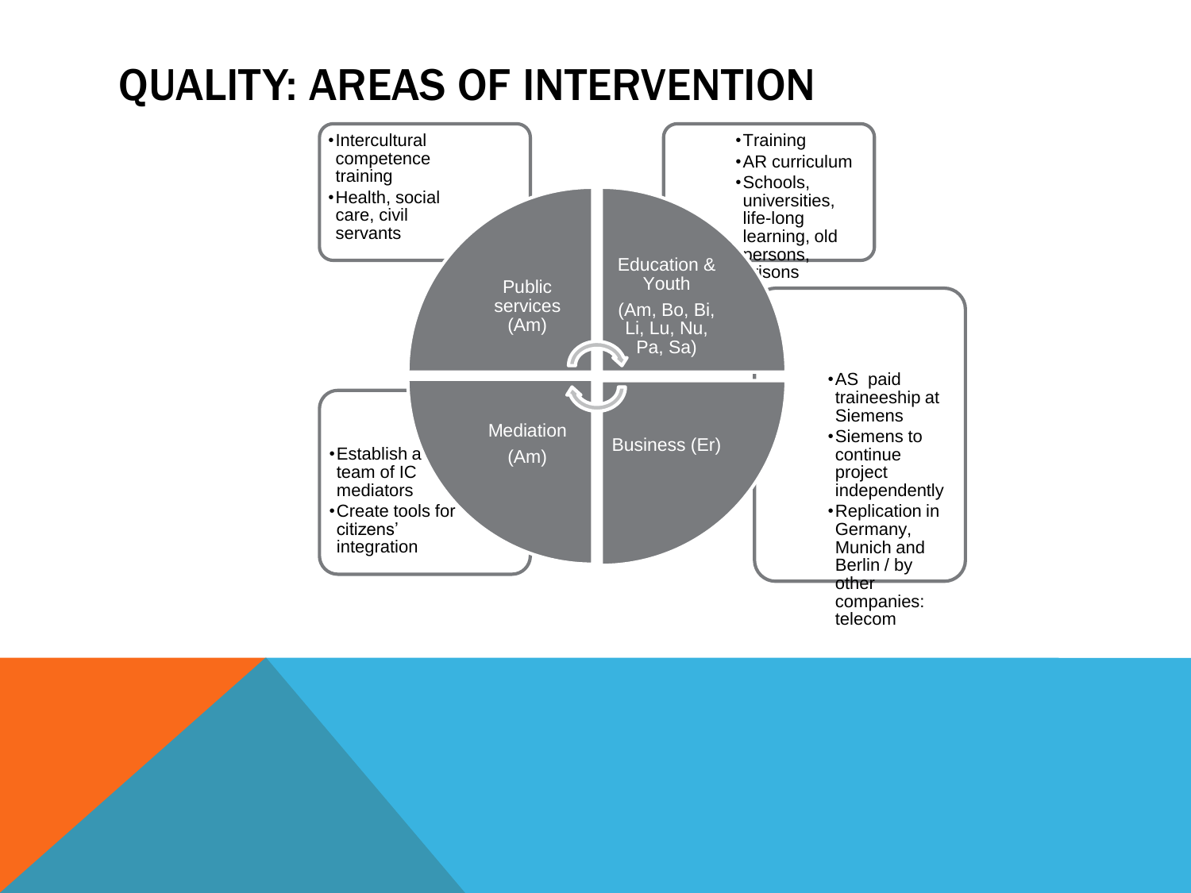# QUALITY: AREAS OF INTERVENTION

**Public services (Am)**

- Intercultural competence training
- Health, social care, civil servants

**Education & Youth (Am, Bo, Bi, Li, Lu, Nu, Pa, Sa)**

- Training
- AR curriculum
- Schools, universities, life-long learning, old persons, prisons

**Mediation (Am)**

- Establish a team of IC mediators
- Create tools for citizens' integration

**Business (Er)**

- AS paid traineeship at Siemens
- Siemens to continue project independently
- Replication in Germany, Munich and Berlin / by other companies: telecom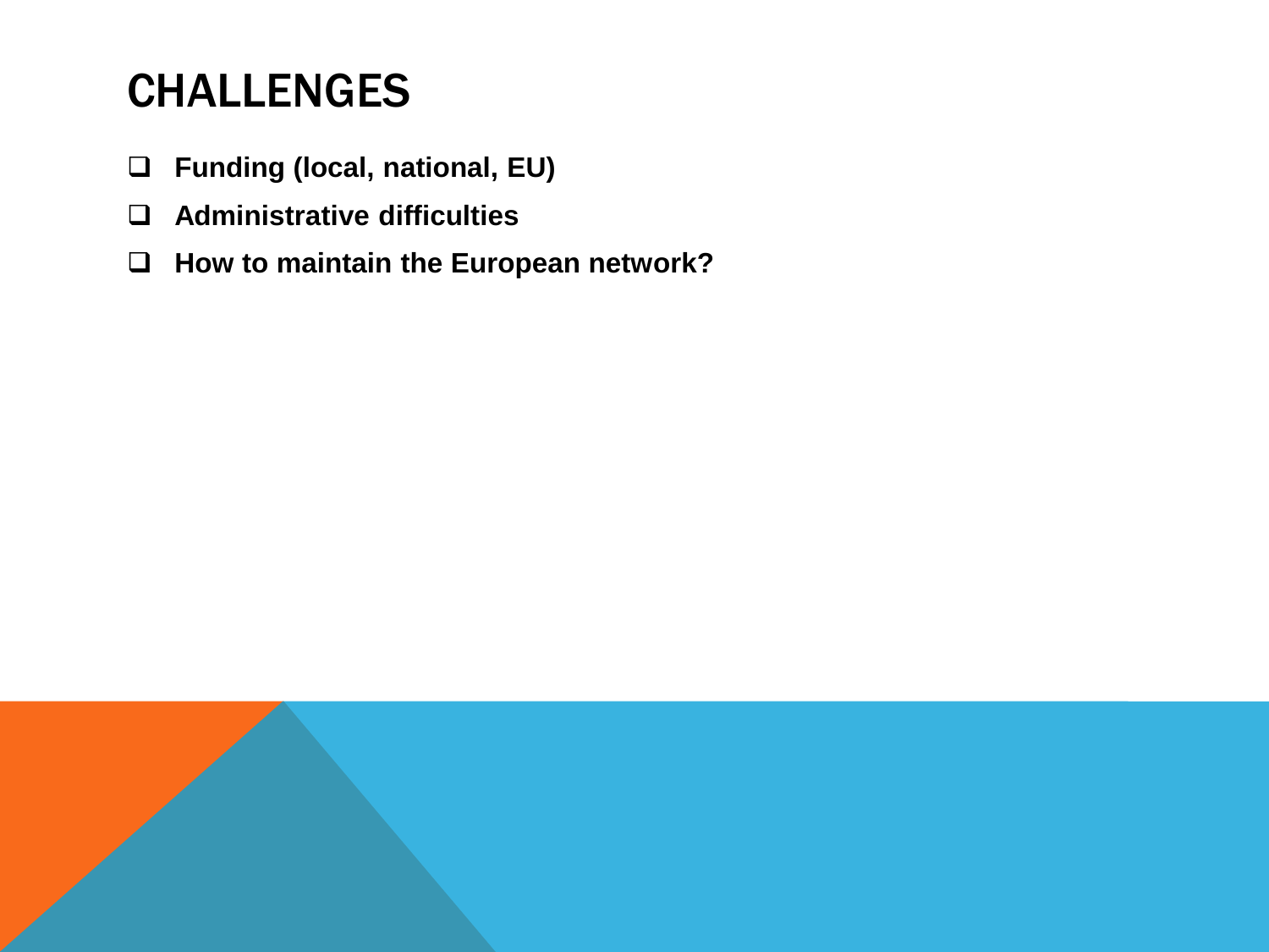# CHALLENGES

- **Funding (local, national, EU)**
- **Administrative difficulties**
- **How to maintain the European network?**